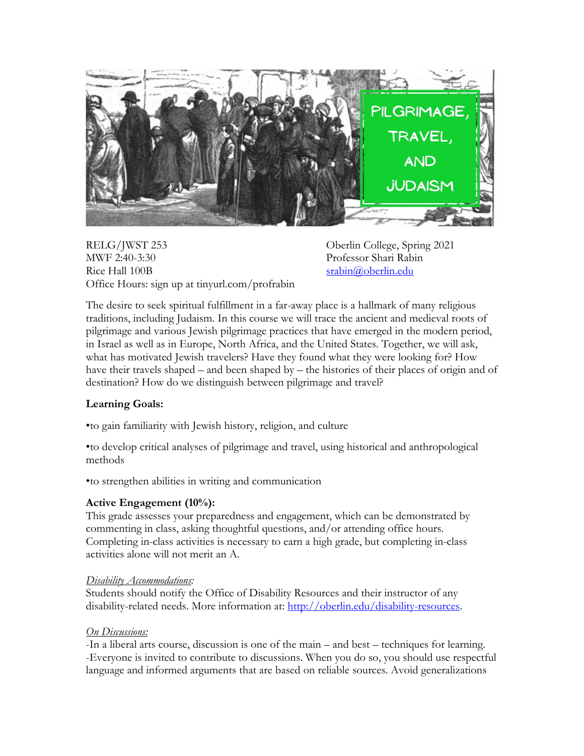# PILGRIMAGE, TRAVEL, AND JUDAISM

RELG/JWST 253
MWF 2:40-3:30
Rice Hall 100B
Office Hours: sign up at tinyurl.com/profrabin

Oberlin College, Spring 2021
Professor Shari Rabin
srabin@oberlin.edu

The desire to seek spiritual fulfillment in a far-away place is a hallmark of many religious traditions, including Judaism. In this course we will trace the ancient and medieval roots of pilgrimage and various Jewish pilgrimage practices that have emerged in the modern period, in Israel as well as in Europe, North Africa, and the United States. Together, we will ask, what has motivated Jewish travelers? Have they found what they were looking for? How have their travels shaped – and been shaped by – the histories of their places of origin and of destination? How do we distinguish between pilgrimage and travel?

**Learning Goals:**

•to gain familiarity with Jewish history, religion, and culture

•to develop critical analyses of pilgrimage and travel, using historical and anthropological methods

•to strengthen abilities in writing and communication

**Active Engagement (10%):**
This grade assesses your preparedness and engagement, which can be demonstrated by commenting in class, asking thoughtful questions, and/or attending office hours. Completing in-class activities is necessary to earn a high grade, but completing in-class activities alone will not merit an A.

*Disability Accommodations:*
Students should notify the Office of Disability Resources and their instructor of any disability-related needs. More information at: http://oberlin.edu/disability-resources.

*On Discussions:*
-In a liberal arts course, discussion is one of the main – and best – techniques for learning.
-Everyone is invited to contribute to discussions. When you do so, you should use respectful language and informed arguments that are based on reliable sources. Avoid generalizations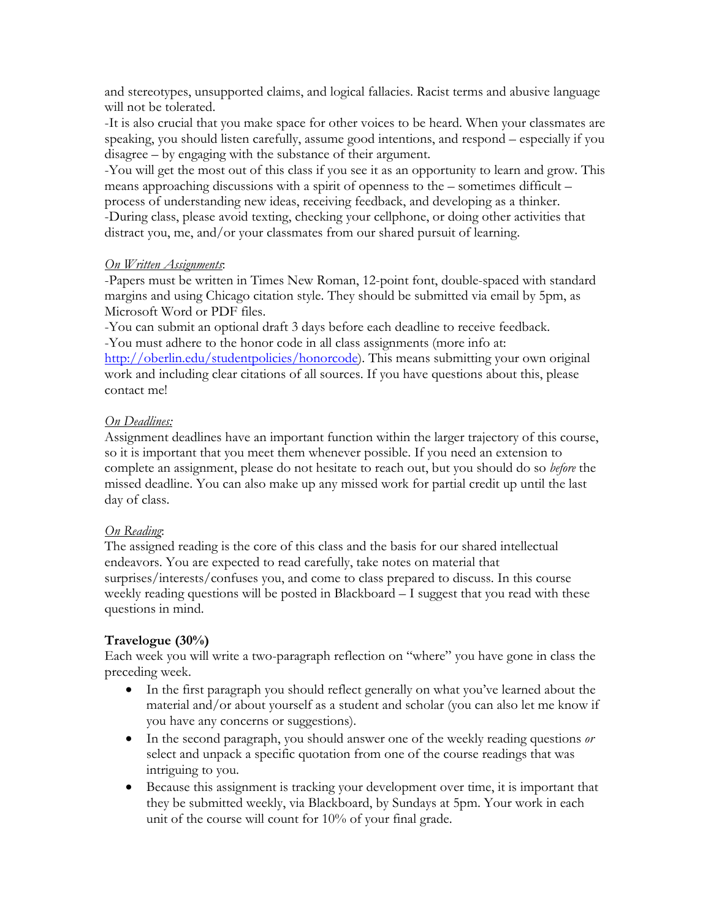and stereotypes, unsupported claims, and logical fallacies. Racist terms and abusive language will not be tolerated.

-It is also crucial that you make space for other voices to be heard. When your classmates are speaking, you should listen carefully, assume good intentions, and respond – especially if you disagree – by engaging with the substance of their argument.

-You will get the most out of this class if you see it as an opportunity to learn and grow. This means approaching discussions with a spirit of openness to the – sometimes difficult – process of understanding new ideas, receiving feedback, and developing as a thinker.

-During class, please avoid texting, checking your cellphone, or doing other activities that distract you, me, and/or your classmates from our shared pursuit of learning.

*On Written Assignments*:

-Papers must be written in Times New Roman, 12-point font, double-spaced with standard margins and using Chicago citation style. They should be submitted via email by 5pm, as Microsoft Word or PDF files.

-You can submit an optional draft 3 days before each deadline to receive feedback.

-You must adhere to the honor code in all class assignments (more info at: [http://oberlin.edu/studentpolicies/honorcode](http://oberlin.edu/studentpolicies/honorcode)). This means submitting your own original work and including clear citations of all sources. If you have questions about this, please contact me!

*On Deadlines:*

Assignment deadlines have an important function within the larger trajectory of this course, so it is important that you meet them whenever possible. If you need an extension to complete an assignment, please do not hesitate to reach out, but you should do so *before* the missed deadline. You can also make up any missed work for partial credit up until the last day of class.

*On Reading*:

The assigned reading is the core of this class and the basis for our shared intellectual endeavors. You are expected to read carefully, take notes on material that surprises/interests/confuses you, and come to class prepared to discuss. In this course weekly reading questions will be posted in Blackboard – I suggest that you read with these questions in mind.

**Travelogue (30%)**

Each week you will write a two-paragraph reflection on "where" you have gone in class the preceding week.

- In the first paragraph you should reflect generally on what you've learned about the material and/or about yourself as a student and scholar (you can also let me know if you have any concerns or suggestions).
- In the second paragraph, you should answer one of the weekly reading questions *or* select and unpack a specific quotation from one of the course readings that was intriguing to you.
- Because this assignment is tracking your development over time, it is important that they be submitted weekly, via Blackboard, by Sundays at 5pm. Your work in each unit of the course will count for 10% of your final grade.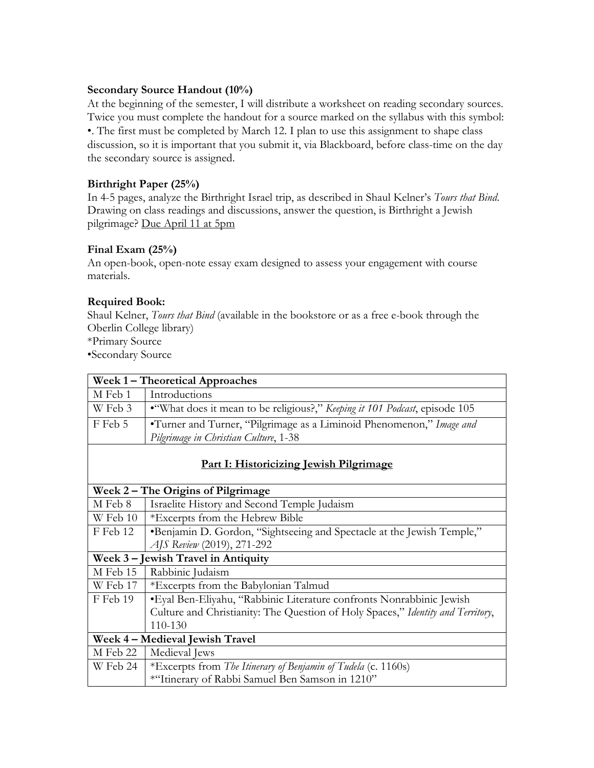**Secondary Source Handout (10%)**
At the beginning of the semester, I will distribute a worksheet on reading secondary sources. Twice you must complete the handout for a source marked on the syllabus with this symbol: •. The first must be completed by March 12. I plan to use this assignment to shape class discussion, so it is important that you submit it, via Blackboard, before class-time on the day the secondary source is assigned.

**Birthright Paper (25%)**
In 4-5 pages, analyze the Birthright Israel trip, as described in Shaul Kelner's *Tours that Bind*. Drawing on class readings and discussions, answer the question, is Birthright a Jewish pilgrimage? <u>Due April 11 at 5pm</u>

**Final Exam (25%)**
An open-book, open-note essay exam designed to assess your engagement with course materials.

**Required Book:**
Shaul Kelner, *Tours that Bind* (available in the bookstore or as a free e-book through the Oberlin College library)
*Primary Source
•Secondary Source

| **Week 1 – Theoretical Approaches** | |
|---|---|
| M Feb 1 | Introductions |
| W Feb 3 | •"What does it mean to be religious?," *Keeping it 101 Podcast*, episode 105 |
| F Feb 5 | •Turner and Turner, "Pilgrimage as a Liminoid Phenomenon," *Image and Pilgrimage in Christian Culture*, 1-38 |
| **<u>Part I: Historicizing Jewish Pilgrimage</u>** | |
| **Week 2 – The Origins of Pilgrimage** | |
| M Feb 8 | Israelite History and Second Temple Judaism |
| W Feb 10 | *Excerpts from the Hebrew Bible |
| F Feb 12 | •Benjamin D. Gordon, "Sightseeing and Spectacle at the Jewish Temple," *AJS Review* (2019), 271-292 |
| **Week 3 – Jewish Travel in Antiquity** | |
| M Feb 15 | Rabbinic Judaism |
| W Feb 17 | *Excerpts from the Babylonian Talmud |
| F Feb 19 | •Eyal Ben-Eliyahu, "Rabbinic Literature confronts Nonrabbinic Jewish Culture and Christianity: The Question of Holy Spaces," *Identity and Territory*, 110-130 |
| **Week 4 – Medieval Jewish Travel** | |
| M Feb 22 | Medieval Jews |
| W Feb 24 | *Excerpts from *The Itinerary of Benjamin of Tudela* (c. 1160s)<br>*"Itinerary of Rabbi Samuel Ben Samson in 1210" |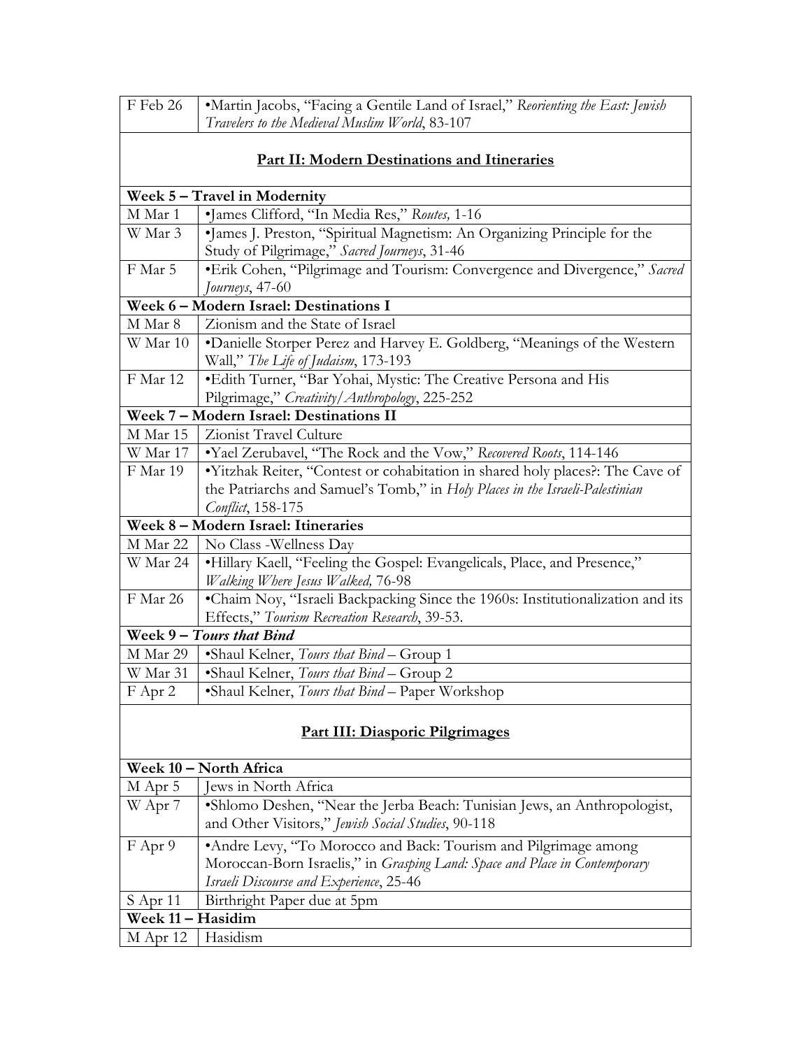| | |
|---|---|
| F Feb 26 | •Martin Jacobs, "Facing a Gentile Land of Israel," *Reorienting the East: Jewish Travelers to the Medieval Muslim World*, 83-107 |
| | **Part II: Modern Destinations and Itineraries** |
| **Week 5 – Travel in Modernity** | |
| M Mar 1 | •James Clifford, "In Media Res," *Routes,* 1-16 |
| W Mar 3 | •James J. Preston, "Spiritual Magnetism: An Organizing Principle for the Study of Pilgrimage," *Sacred Journeys*, 31-46 |
| F Mar 5 | •Erik Cohen, "Pilgrimage and Tourism: Convergence and Divergence," *Sacred Journeys*, 47-60 |
| **Week 6 – Modern Israel: Destinations I** | |
| M Mar 8 | Zionism and the State of Israel |
| W Mar 10 | •Danielle Storper Perez and Harvey E. Goldberg, "Meanings of the Western Wall," *The Life of Judaism*, 173-193 |
| F Mar 12 | •Edith Turner, "Bar Yohai, Mystic: The Creative Persona and His Pilgrimage," *Creativity/Anthropology*, 225-252 |
| **Week 7 – Modern Israel: Destinations II** | |
| M Mar 15 | Zionist Travel Culture |
| W Mar 17 | •Yael Zerubavel, "The Rock and the Vow," *Recovered Roots*, 114-146 |
| F Mar 19 | •Yitzhak Reiter, "Contest or cohabitation in shared holy places?: The Cave of the Patriarchs and Samuel's Tomb," in *Holy Places in the Israeli-Palestinian Conflict*, 158-175 |
| **Week 8 – Modern Israel: Itineraries** | |
| M Mar 22 | No Class -Wellness Day |
| W Mar 24 | •Hillary Kaell, "Feeling the Gospel: Evangelicals, Place, and Presence," *Walking Where Jesus Walked,* 76-98 |
| F Mar 26 | •Chaim Noy, "Israeli Backpacking Since the 1960s: Institutionalization and its Effects," *Tourism Recreation Research*, 39-53. |
| **Week 9 – *Tours that Bind*** | |
| M Mar 29 | •Shaul Kelner, *Tours that Bind* – Group 1 |
| W Mar 31 | •Shaul Kelner, *Tours that Bind* – Group 2 |
| F Apr 2 | •Shaul Kelner, *Tours that Bind* – Paper Workshop |
| | **Part III: Diasporic Pilgrimages** |
| **Week 10 – North Africa** | |
| M Apr 5 | Jews in North Africa |
| W Apr 7 | •Shlomo Deshen, "Near the Jerba Beach: Tunisian Jews, an Anthropologist, and Other Visitors," *Jewish Social Studies*, 90-118 |
| F Apr 9 | •Andre Levy, "To Morocco and Back: Tourism and Pilgrimage among Moroccan-Born Israelis," in *Grasping Land: Space and Place in Contemporary Israeli Discourse and Experience*, 25-46 |
| S Apr 11 | Birthright Paper due at 5pm |
| **Week 11 – Hasidim** | |
| M Apr 12 | Hasidism |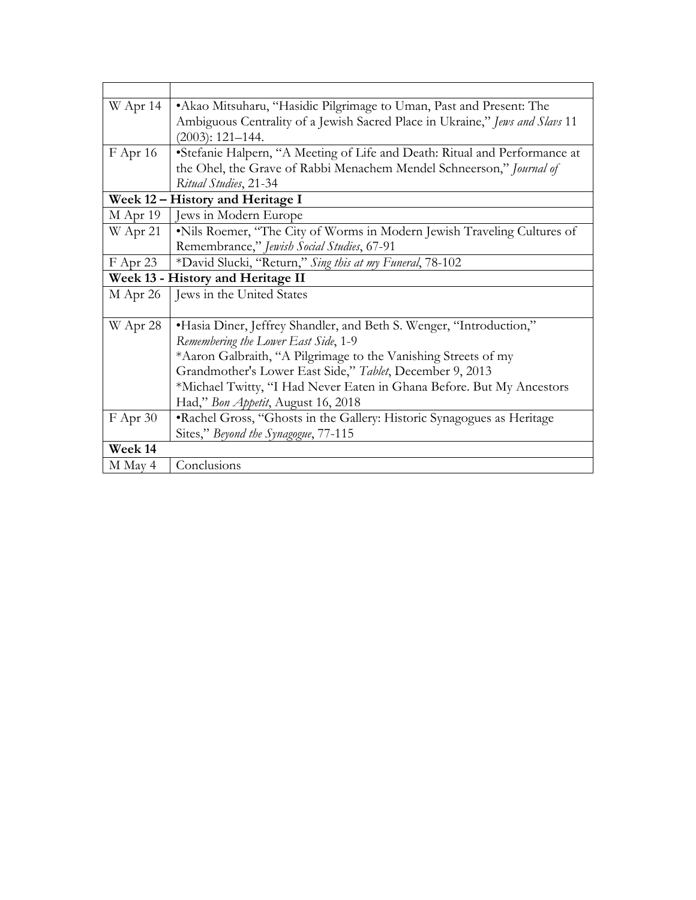| | |
|---|---|
| W Apr 14 | •Akao Mitsuharu, "Hasidic Pilgrimage to Uman, Past and Present: The Ambiguous Centrality of a Jewish Sacred Place in Ukraine," *Jews and Slavs* 11 (2003): 121–144. |
| F Apr 16 | •Stefanie Halpern, "A Meeting of Life and Death: Ritual and Performance at the Ohel, the Grave of Rabbi Menachem Mendel Schneerson," *Journal of Ritual Studies*, 21-34 |
| **Week 12 – History and Heritage I** | |
| M Apr 19 | Jews in Modern Europe |
| W Apr 21 | •Nils Roemer, "The City of Worms in Modern Jewish Traveling Cultures of Remembrance," *Jewish Social Studies*, 67-91 |
| F Apr 23 | *David Slucki, "Return," *Sing this at my Funeral*, 78-102 |
| **Week 13 - History and Heritage II** | |
| M Apr 26 | Jews in the United States |
| W Apr 28 | •Hasia Diner, Jeffrey Shandler, and Beth S. Wenger, "Introduction," *Remembering the Lower East Side*, 1-9<br>*Aaron Galbraith, "A Pilgrimage to the Vanishing Streets of my Grandmother's Lower East Side," *Tablet*, December 9, 2013<br>*Michael Twitty, "I Had Never Eaten in Ghana Before. But My Ancestors Had," *Bon Appetit*, August 16, 2018 |
| F Apr 30 | •Rachel Gross, "Ghosts in the Gallery: Historic Synagogues as Heritage Sites," *Beyond the Synagogue*, 77-115 |
| **Week 14** | |
| M May 4 | Conclusions |